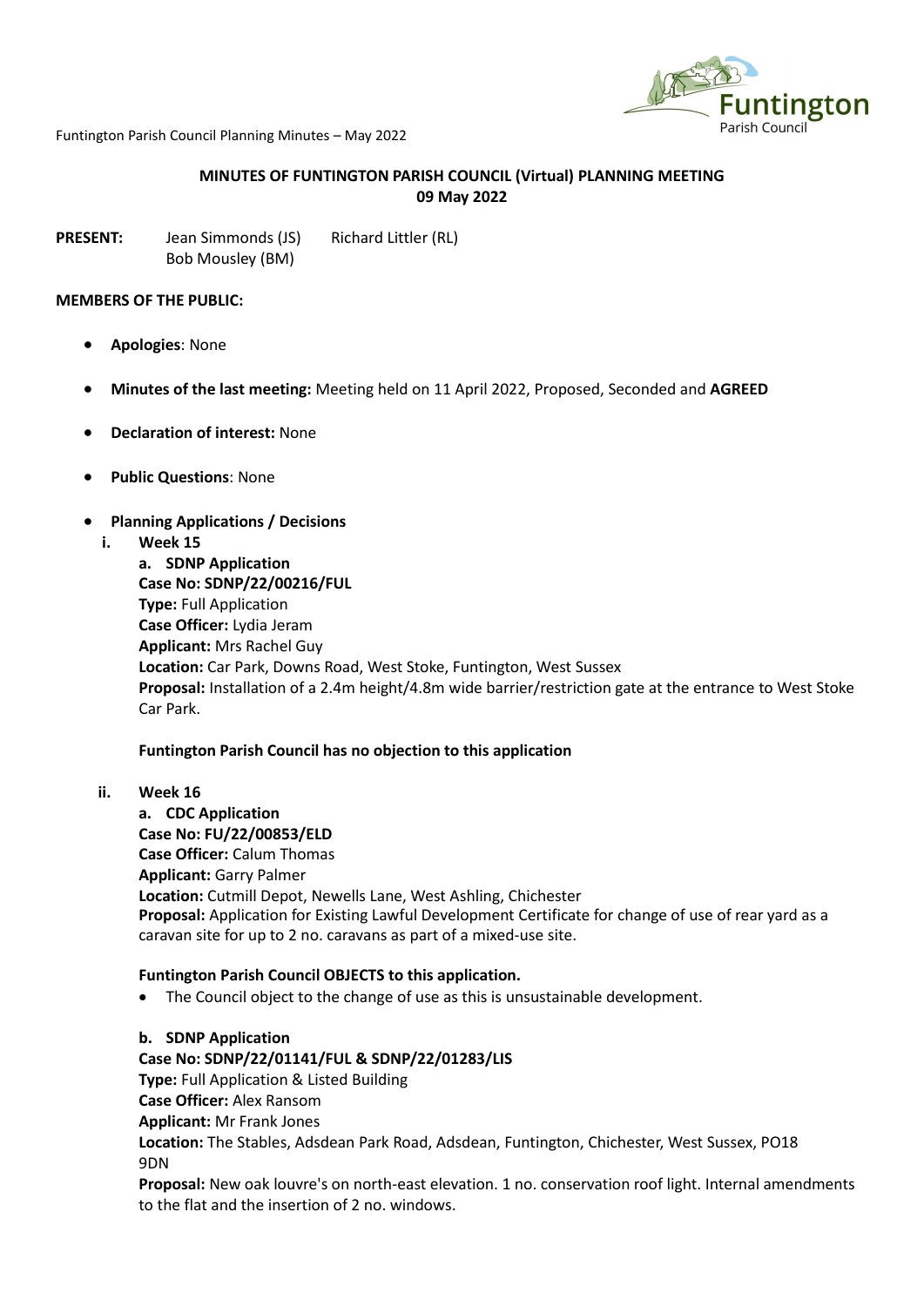# MINUTES OF FUNTINGTON PARISH COUNCIL (Virtual) PLANNING MEETING
## 09 May 2022

**PRESENT:** Jean Simmonds (JS) Richard Littler (RL)
Bob Mousley (BM)

**MEMBERS OF THE PUBLIC:**

- **Apologies**: None
- **Minutes of the last meeting:** Meeting held on 11 April 2022, Proposed, Seconded and **AGREED**
- **Declaration of interest:** None
- **Public Questions**: None
- **Planning Applications / Decisions**

**i. Week 15**

**a. SDNP Application**
**Case No: SDNP/22/00216/FUL**
**Type:** Full Application
**Case Officer:** Lydia Jeram
**Applicant:** Mrs Rachel Guy
**Location:** Car Park, Downs Road, West Stoke, Funtington, West Sussex
**Proposal:** Installation of a 2.4m height/4.8m wide barrier/restriction gate at the entrance to West Stoke Car Park.

**Funtington Parish Council has no objection to this application**

**ii. Week 16**

**a. CDC Application**
**Case No: FU/22/00853/ELD**
**Case Officer:** Calum Thomas
**Applicant:** Garry Palmer
**Location:** Cutmill Depot, Newells Lane, West Ashling, Chichester
**Proposal:** Application for Existing Lawful Development Certificate for change of use of rear yard as a caravan site for up to 2 no. caravans as part of a mixed-use site.

**Funtington Parish Council OBJECTS to this application.**

- The Council object to the change of use as this is unsustainable development.

**b. SDNP Application**
**Case No: SDNP/22/01141/FUL & SDNP/22/01283/LIS**
**Type:** Full Application & Listed Building
**Case Officer:** Alex Ransom
**Applicant:** Mr Frank Jones
**Location:** The Stables, Adsdean Park Road, Adsdean, Funtington, Chichester, West Sussex, PO18 9DN
**Proposal:** New oak louvre's on north-east elevation. 1 no. conservation roof light. Internal amendments to the flat and the insertion of 2 no. windows.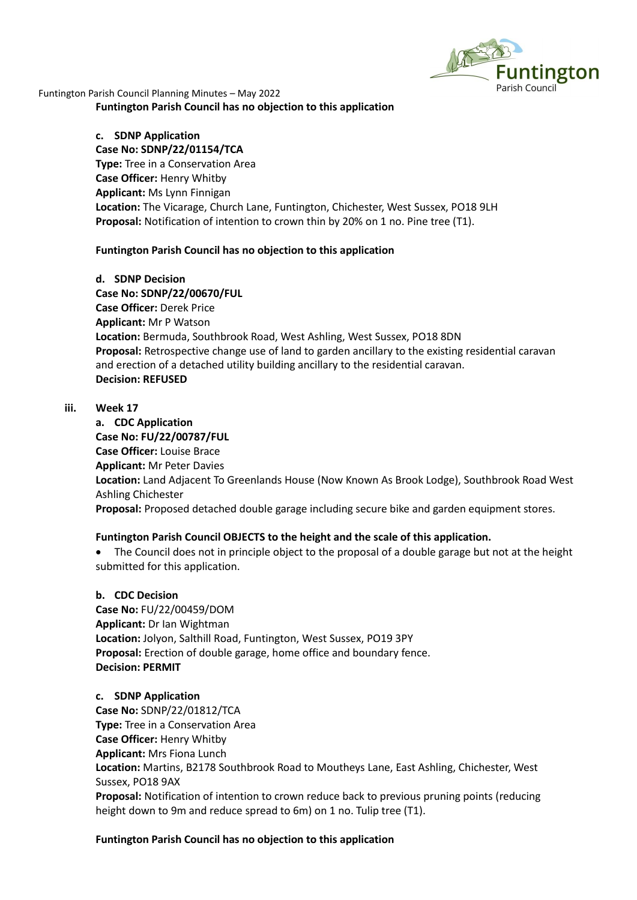**Funtington Parish Council has no objection to this application**

**c. SDNP Application**
**Case No: SDNP/22/01154/TCA**
**Type:** Tree in a Conservation Area
**Case Officer:** Henry Whitby
**Applicant:** Ms Lynn Finnigan
**Location:** The Vicarage, Church Lane, Funtington, Chichester, West Sussex, PO18 9LH
**Proposal:** Notification of intention to crown thin by 20% on 1 no. Pine tree (T1).

**Funtington Parish Council has no objection to this application**

**d. SDNP Decision**
**Case No: SDNP/22/00670/FUL**
**Case Officer:** Derek Price
**Applicant:** Mr P Watson
**Location:** Bermuda, Southbrook Road, West Ashling, West Sussex, PO18 8DN
**Proposal:** Retrospective change use of land to garden ancillary to the existing residential caravan and erection of a detached utility building ancillary to the residential caravan.
**Decision: REFUSED**

**iii. Week 17**

**a. CDC Application**
**Case No: FU/22/00787/FUL**
**Case Officer:** Louise Brace
**Applicant:** Mr Peter Davies
**Location:** Land Adjacent To Greenlands House (Now Known As Brook Lodge), Southbrook Road West Ashling Chichester
**Proposal:** Proposed detached double garage including secure bike and garden equipment stores.

**Funtington Parish Council OBJECTS to the height and the scale of this application.**

- The Council does not in principle object to the proposal of a double garage but not at the height submitted for this application.

**b. CDC Decision**
**Case No:** FU/22/00459/DOM
**Applicant:** Dr Ian Wightman
**Location:** Jolyon, Salthill Road, Funtington, West Sussex, PO19 3PY
**Proposal:** Erection of double garage, home office and boundary fence.
**Decision: PERMIT**

**c. SDNP Application**
**Case No:** SDNP/22/01812/TCA
**Type:** Tree in a Conservation Area
**Case Officer:** Henry Whitby
**Applicant:** Mrs Fiona Lunch
**Location:** Martins, B2178 Southbrook Road to Moutheys Lane, East Ashling, Chichester, West Sussex, PO18 9AX
**Proposal:** Notification of intention to crown reduce back to previous pruning points (reducing height down to 9m and reduce spread to 6m) on 1 no. Tulip tree (T1).

**Funtington Parish Council has no objection to this application**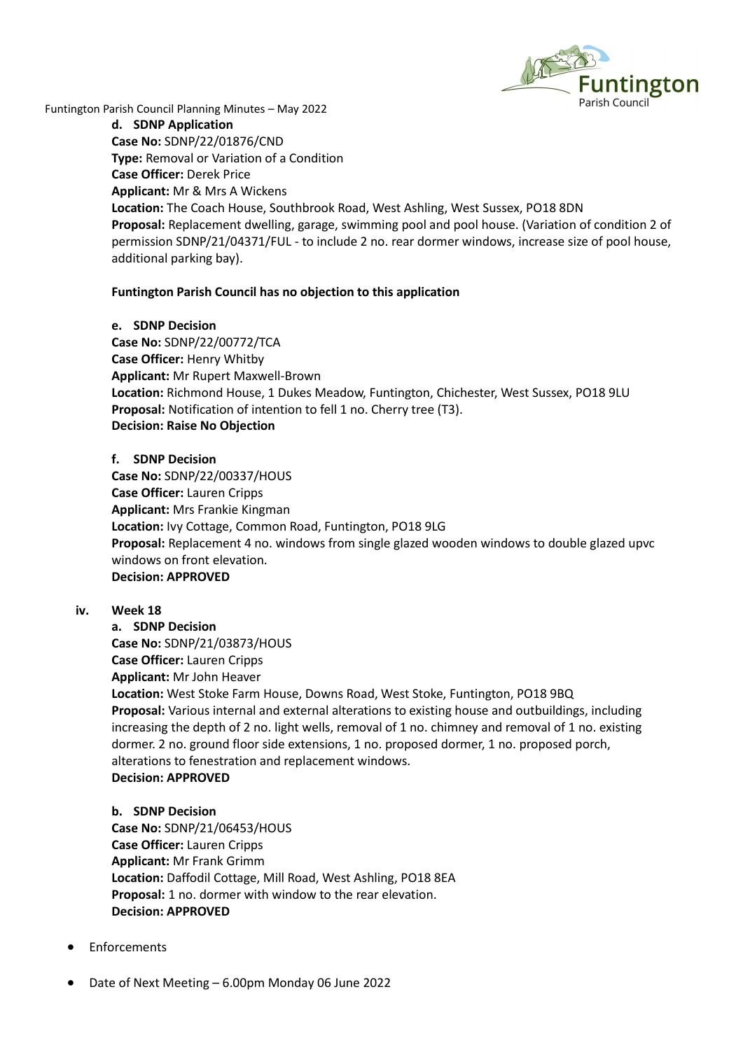**d. SDNP Application**
**Case No:** SDNP/22/01876/CND
**Type:** Removal or Variation of a Condition
**Case Officer:** Derek Price
**Applicant:** Mr & Mrs A Wickens
**Location:** The Coach House, Southbrook Road, West Ashling, West Sussex, PO18 8DN
**Proposal:** Replacement dwelling, garage, swimming pool and pool house. (Variation of condition 2 of permission SDNP/21/04371/FUL - to include 2 no. rear dormer windows, increase size of pool house, additional parking bay).

**Funtington Parish Council has no objection to this application**

**e. SDNP Decision**
**Case No:** SDNP/22/00772/TCA
**Case Officer:** Henry Whitby
**Applicant:** Mr Rupert Maxwell-Brown
**Location:** Richmond House, 1 Dukes Meadow, Funtington, Chichester, West Sussex, PO18 9LU
**Proposal:** Notification of intention to fell 1 no. Cherry tree (T3).
**Decision: Raise No Objection**

**f. SDNP Decision**
**Case No:** SDNP/22/00337/HOUS
**Case Officer:** Lauren Cripps
**Applicant:** Mrs Frankie Kingman
**Location:** Ivy Cottage, Common Road, Funtington, PO18 9LG
**Proposal:** Replacement 4 no. windows from single glazed wooden windows to double glazed upvc windows on front elevation.
**Decision: APPROVED**

**iv. Week 18**

**a. SDNP Decision**
**Case No:** SDNP/21/03873/HOUS
**Case Officer:** Lauren Cripps
**Applicant:** Mr John Heaver
**Location:** West Stoke Farm House, Downs Road, West Stoke, Funtington, PO18 9BQ
**Proposal:** Various internal and external alterations to existing house and outbuildings, including increasing the depth of 2 no. light wells, removal of 1 no. chimney and removal of 1 no. existing dormer. 2 no. ground floor side extensions, 1 no. proposed dormer, 1 no. proposed porch, alterations to fenestration and replacement windows.
**Decision: APPROVED**

**b. SDNP Decision**
**Case No:** SDNP/21/06453/HOUS
**Case Officer:** Lauren Cripps
**Applicant:** Mr Frank Grimm
**Location:** Daffodil Cottage, Mill Road, West Ashling, PO18 8EA
**Proposal:** 1 no. dormer with window to the rear elevation.
**Decision: APPROVED**

- Enforcements

- Date of Next Meeting – 6.00pm Monday 06 June 2022